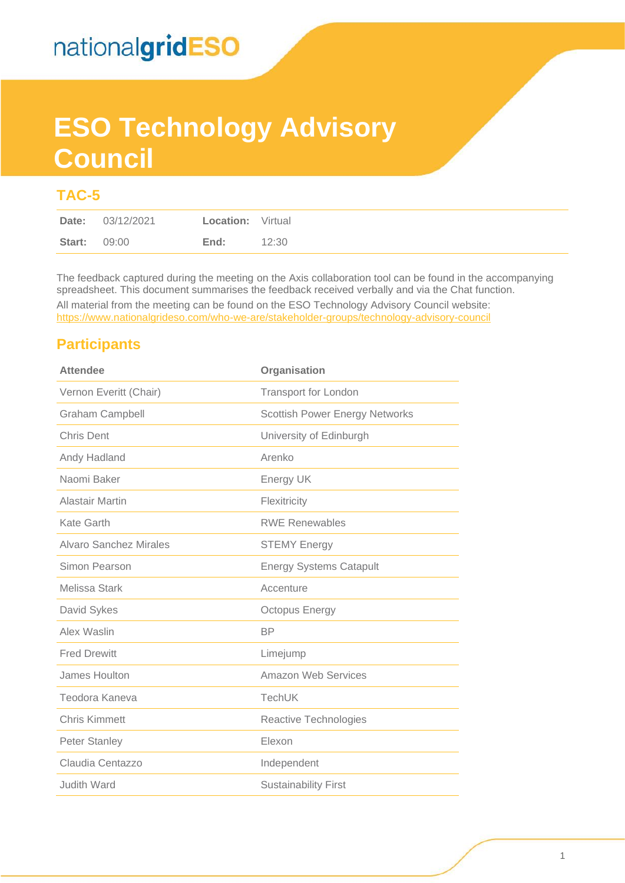nationalgridESO

# ESO Technology Advisory Council

## TAC-5

| | | | |
|---|---|---|---|
| **Date:** | 03/12/2021 | **Location:** | Virtual |
| **Start:** | 09:00 | **End:** | 12:30 |

The feedback captured during the meeting on the Axis collaboration tool can be found in the accompanying spreadsheet. This document summarises the feedback received verbally and via the Chat function.

All material from the meeting can be found on the ESO Technology Advisory Council website: https://www.nationalgrideso.com/who-we-are/stakeholder-groups/technology-advisory-council

## Participants

| Attendee | Organisation |
|---|---|
| Vernon Everitt (Chair) | Transport for London |
| Graham Campbell | Scottish Power Energy Networks |
| Chris Dent | University of Edinburgh |
| Andy Hadland | Arenko |
| Naomi Baker | Energy UK |
| Alastair Martin | Flexitricity |
| Kate Garth | RWE Renewables |
| Alvaro Sanchez Mirales | STEMY Energy |
| Simon Pearson | Energy Systems Catapult |
| Melissa Stark | Accenture |
| David Sykes | Octopus Energy |
| Alex Waslin | BP |
| Fred Drewitt | Limejump |
| James Houlton | Amazon Web Services |
| Teodora Kaneva | TechUK |
| Chris Kimmett | Reactive Technologies |
| Peter Stanley | Elexon |
| Claudia Centazzo | Independent |
| Judith Ward | Sustainability First |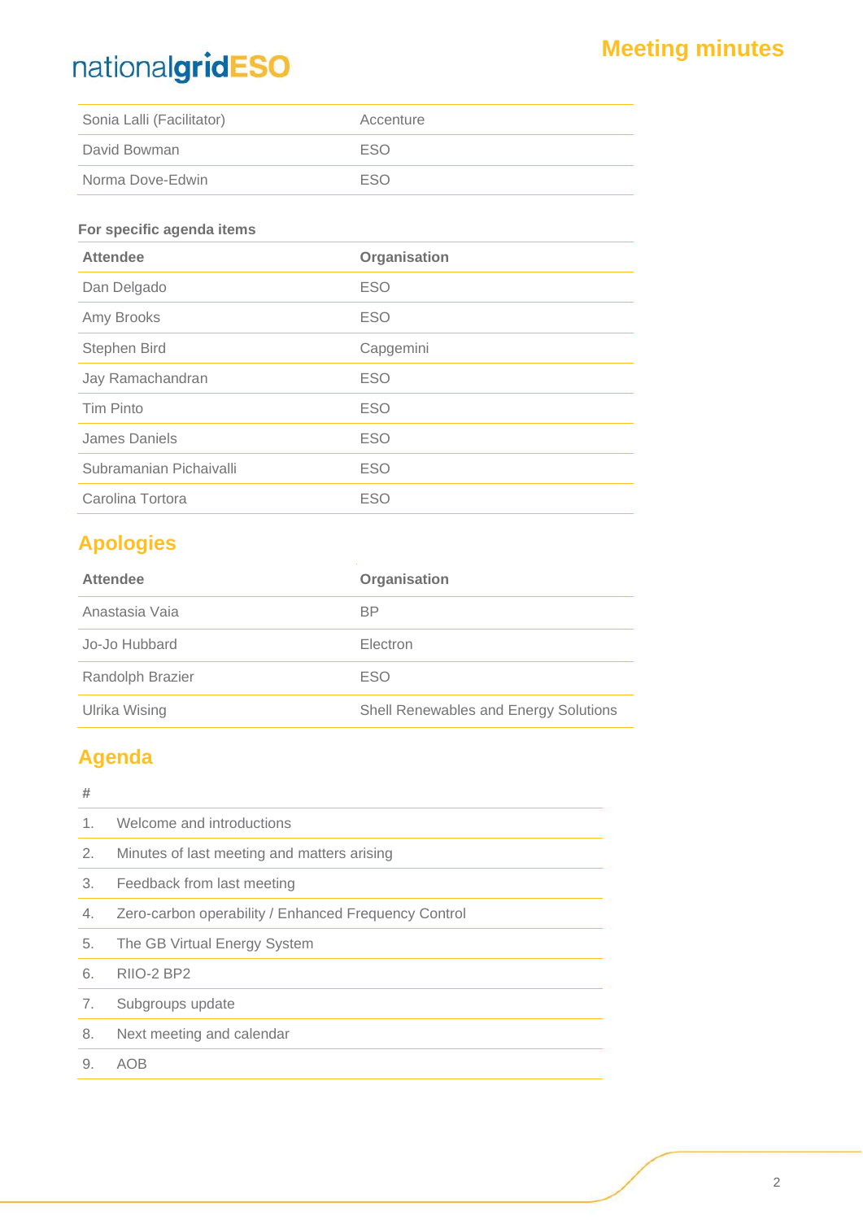| | |
|---|---|
| Sonia Lalli (Facilitator) | Accenture |
| David Bowman | ESO |
| Norma Dove-Edwin | ESO |

**For specific agenda items**

| Attendee | Organisation |
|---|---|
| Dan Delgado | ESO |
| Amy Brooks | ESO |
| Stephen Bird | Capgemini |
| Jay Ramachandran | ESO |
| Tim Pinto | ESO |
| James Daniels | ESO |
| Subramanian Pichaivalli | ESO |
| Carolina Tortora | ESO |

## Apologies

| Attendee | Organisation |
|---|---|
| Anastasia Vaia | BP |
| Jo-Jo Hubbard | Electron |
| Randolph Brazier | ESO |
| Ulrika Wising | Shell Renewables and Energy Solutions |

## Agenda

| # | |
|---|---|
| 1. | Welcome and introductions |
| 2. | Minutes of last meeting and matters arising |
| 3. | Feedback from last meeting |
| 4. | Zero-carbon operability / Enhanced Frequency Control |
| 5. | The GB Virtual Energy System |
| 6. | RIIO-2 BP2 |
| 7. | Subgroups update |
| 8. | Next meeting and calendar |
| 9. | AOB |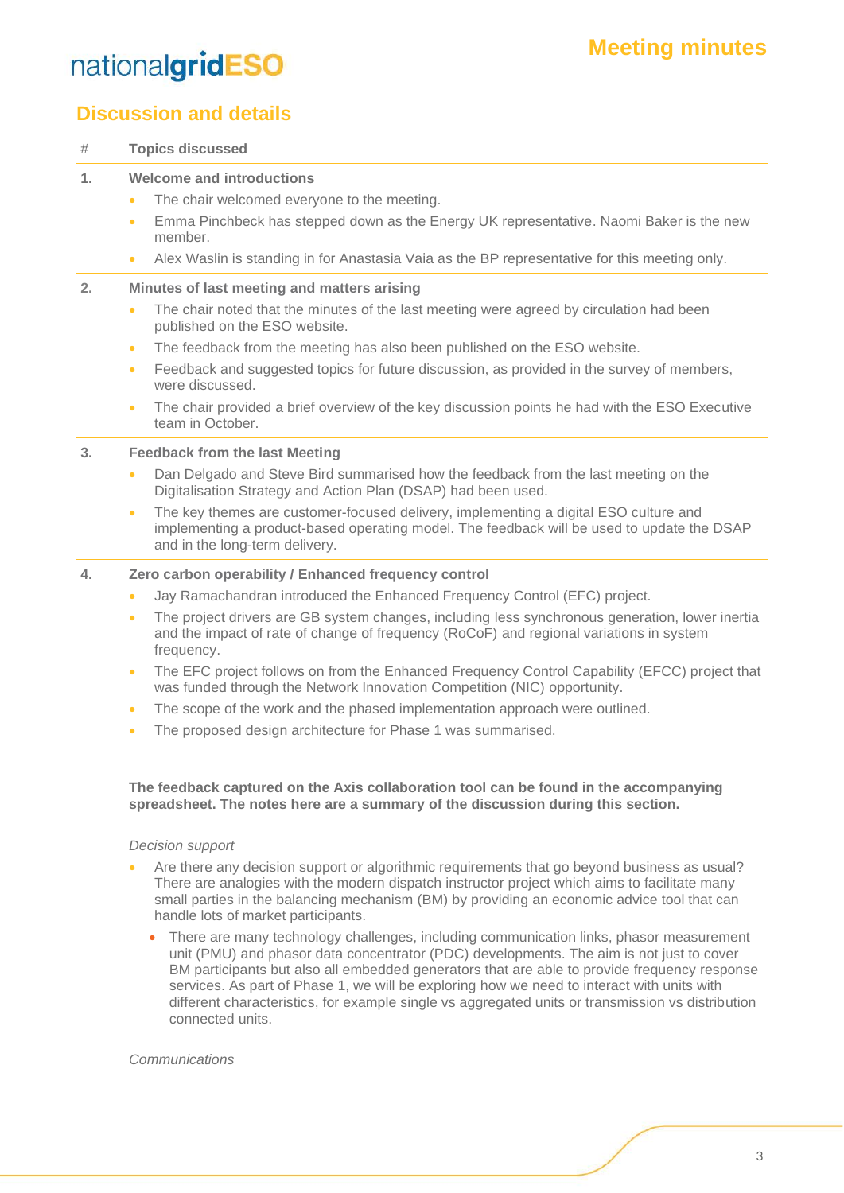## Discussion and details

| # | Topics discussed |
|---|---|
| 1. | **Welcome and introductions** |

- The chair welcomed everyone to the meeting.
- Emma Pinchbeck has stepped down as the Energy UK representative. Naomi Baker is the new member.
- Alex Waslin is standing in for Anastasia Vaia as the BP representative for this meeting only.

**2. Minutes of last meeting and matters arising**

- The chair noted that the minutes of the last meeting were agreed by circulation had been published on the ESO website.
- The feedback from the meeting has also been published on the ESO website.
- Feedback and suggested topics for future discussion, as provided in the survey of members, were discussed.
- The chair provided a brief overview of the key discussion points he had with the ESO Executive team in October.

**3. Feedback from the last Meeting**

- Dan Delgado and Steve Bird summarised how the feedback from the last meeting on the Digitalisation Strategy and Action Plan (DSAP) had been used.
- The key themes are customer-focused delivery, implementing a digital ESO culture and implementing a product-based operating model. The feedback will be used to update the DSAP and in the long-term delivery.

**4. Zero carbon operability / Enhanced frequency control**

- Jay Ramachandran introduced the Enhanced Frequency Control (EFC) project.
- The project drivers are GB system changes, including less synchronous generation, lower inertia and the impact of rate of change of frequency (RoCoF) and regional variations in system frequency.
- The EFC project follows on from the Enhanced Frequency Control Capability (EFCC) project that was funded through the Network Innovation Competition (NIC) opportunity.
- The scope of the work and the phased implementation approach were outlined.
- The proposed design architecture for Phase 1 was summarised.

**The feedback captured on the Axis collaboration tool can be found in the accompanying spreadsheet. The notes here are a summary of the discussion during this section.**

*Decision support*

- Are there any decision support or algorithmic requirements that go beyond business as usual? There are analogies with the modern dispatch instructor project which aims to facilitate many small parties in the balancing mechanism (BM) by providing an economic advice tool that can handle lots of market participants.
  - There are many technology challenges, including communication links, phasor measurement unit (PMU) and phasor data concentrator (PDC) developments. The aim is not just to cover BM participants but also all embedded generators that are able to provide frequency response services. As part of Phase 1, we will be exploring how we need to interact with units with different characteristics, for example single vs aggregated units or transmission vs distribution connected units.

*Communications*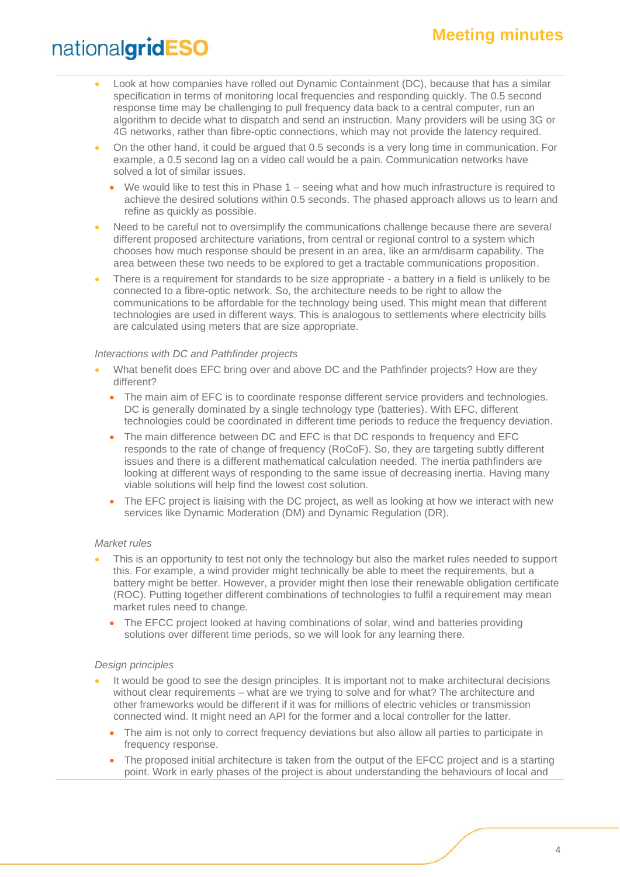- Look at how companies have rolled out Dynamic Containment (DC), because that has a similar specification in terms of monitoring local frequencies and responding quickly. The 0.5 second response time may be challenging to pull frequency data back to a central computer, run an algorithm to decide what to dispatch and send an instruction. Many providers will be using 3G or 4G networks, rather than fibre-optic connections, which may not provide the latency required.
- On the other hand, it could be argued that 0.5 seconds is a very long time in communication. For example, a 0.5 second lag on a video call would be a pain. Communication networks have solved a lot of similar issues.
  - We would like to test this in Phase 1 – seeing what and how much infrastructure is required to achieve the desired solutions within 0.5 seconds. The phased approach allows us to learn and refine as quickly as possible.
- Need to be careful not to oversimplify the communications challenge because there are several different proposed architecture variations, from central or regional control to a system which chooses how much response should be present in an area, like an arm/disarm capability. The area between these two needs to be explored to get a tractable communications proposition.
- There is a requirement for standards to be size appropriate - a battery in a field is unlikely to be connected to a fibre-optic network. So, the architecture needs to be right to allow the communications to be affordable for the technology being used. This might mean that different technologies are used in different ways. This is analogous to settlements where electricity bills are calculated using meters that are size appropriate.

*Interactions with DC and Pathfinder projects*

- What benefit does EFC bring over and above DC and the Pathfinder projects? How are they different?
  - The main aim of EFC is to coordinate response different service providers and technologies. DC is generally dominated by a single technology type (batteries). With EFC, different technologies could be coordinated in different time periods to reduce the frequency deviation.
  - The main difference between DC and EFC is that DC responds to frequency and EFC responds to the rate of change of frequency (RoCoF). So, they are targeting subtly different issues and there is a different mathematical calculation needed. The inertia pathfinders are looking at different ways of responding to the same issue of decreasing inertia. Having many viable solutions will help find the lowest cost solution.
  - The EFC project is liaising with the DC project, as well as looking at how we interact with new services like Dynamic Moderation (DM) and Dynamic Regulation (DR).

*Market rules*

- This is an opportunity to test not only the technology but also the market rules needed to support this. For example, a wind provider might technically be able to meet the requirements, but a battery might be better. However, a provider might then lose their renewable obligation certificate (ROC). Putting together different combinations of technologies to fulfil a requirement may mean market rules need to change.
  - The EFCC project looked at having combinations of solar, wind and batteries providing solutions over different time periods, so we will look for any learning there.

*Design principles*

- It would be good to see the design principles. It is important not to make architectural decisions without clear requirements – what are we trying to solve and for what? The architecture and other frameworks would be different if it was for millions of electric vehicles or transmission connected wind. It might need an API for the former and a local controller for the latter.
  - The aim is not only to correct frequency deviations but also allow all parties to participate in frequency response.
  - The proposed initial architecture is taken from the output of the EFCC project and is a starting point. Work in early phases of the project is about understanding the behaviours of local and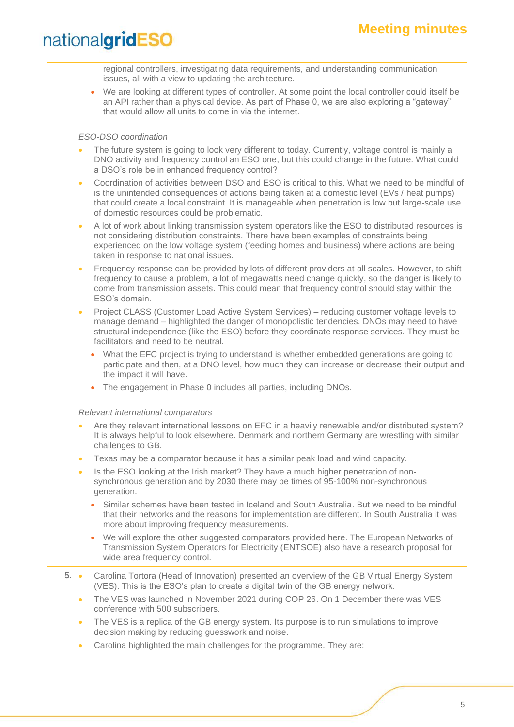regional controllers, investigating data requirements, and understanding communication issues, all with a view to updating the architecture.

- We are looking at different types of controller. At some point the local controller could itself be an API rather than a physical device. As part of Phase 0, we are also exploring a "gateway" that would allow all units to come in via the internet.

*ESO-DSO coordination*

- The future system is going to look very different to today. Currently, voltage control is mainly a DNO activity and frequency control an ESO one, but this could change in the future. What could a DSO's role be in enhanced frequency control?
- Coordination of activities between DSO and ESO is critical to this. What we need to be mindful of is the unintended consequences of actions being taken at a domestic level (EVs / heat pumps) that could create a local constraint. It is manageable when penetration is low but large-scale use of domestic resources could be problematic.
- A lot of work about linking transmission system operators like the ESO to distributed resources is not considering distribution constraints. There have been examples of constraints being experienced on the low voltage system (feeding homes and business) where actions are being taken in response to national issues.
- Frequency response can be provided by lots of different providers at all scales. However, to shift frequency to cause a problem, a lot of megawatts need change quickly, so the danger is likely to come from transmission assets. This could mean that frequency control should stay within the ESO's domain.
- Project CLASS (Customer Load Active System Services) – reducing customer voltage levels to manage demand – highlighted the danger of monopolistic tendencies. DNOs may need to have structural independence (like the ESO) before they coordinate response services. They must be facilitators and need to be neutral.
  - What the EFC project is trying to understand is whether embedded generations are going to participate and then, at a DNO level, how much they can increase or decrease their output and the impact it will have.
  - The engagement in Phase 0 includes all parties, including DNOs.

*Relevant international comparators*

- Are they relevant international lessons on EFC in a heavily renewable and/or distributed system? It is always helpful to look elsewhere. Denmark and northern Germany are wrestling with similar challenges to GB.
- Texas may be a comparator because it has a similar peak load and wind capacity.
- Is the ESO looking at the Irish market? They have a much higher penetration of non-synchronous generation and by 2030 there may be times of 95-100% non-synchronous generation.
  - Similar schemes have been tested in Iceland and South Australia. But we need to be mindful that their networks and the reasons for implementation are different. In South Australia it was more about improving frequency measurements.
  - We will explore the other suggested comparators provided here. The European Networks of Transmission System Operators for Electricity (ENTSOE) also have a research proposal for wide area frequency control.

**5.**

- Carolina Tortora (Head of Innovation) presented an overview of the GB Virtual Energy System (VES). This is the ESO's plan to create a digital twin of the GB energy network.
- The VES was launched in November 2021 during COP 26. On 1 December there was VES conference with 500 subscribers.
- The VES is a replica of the GB energy system. Its purpose is to run simulations to improve decision making by reducing guesswork and noise.
- Carolina highlighted the main challenges for the programme. They are: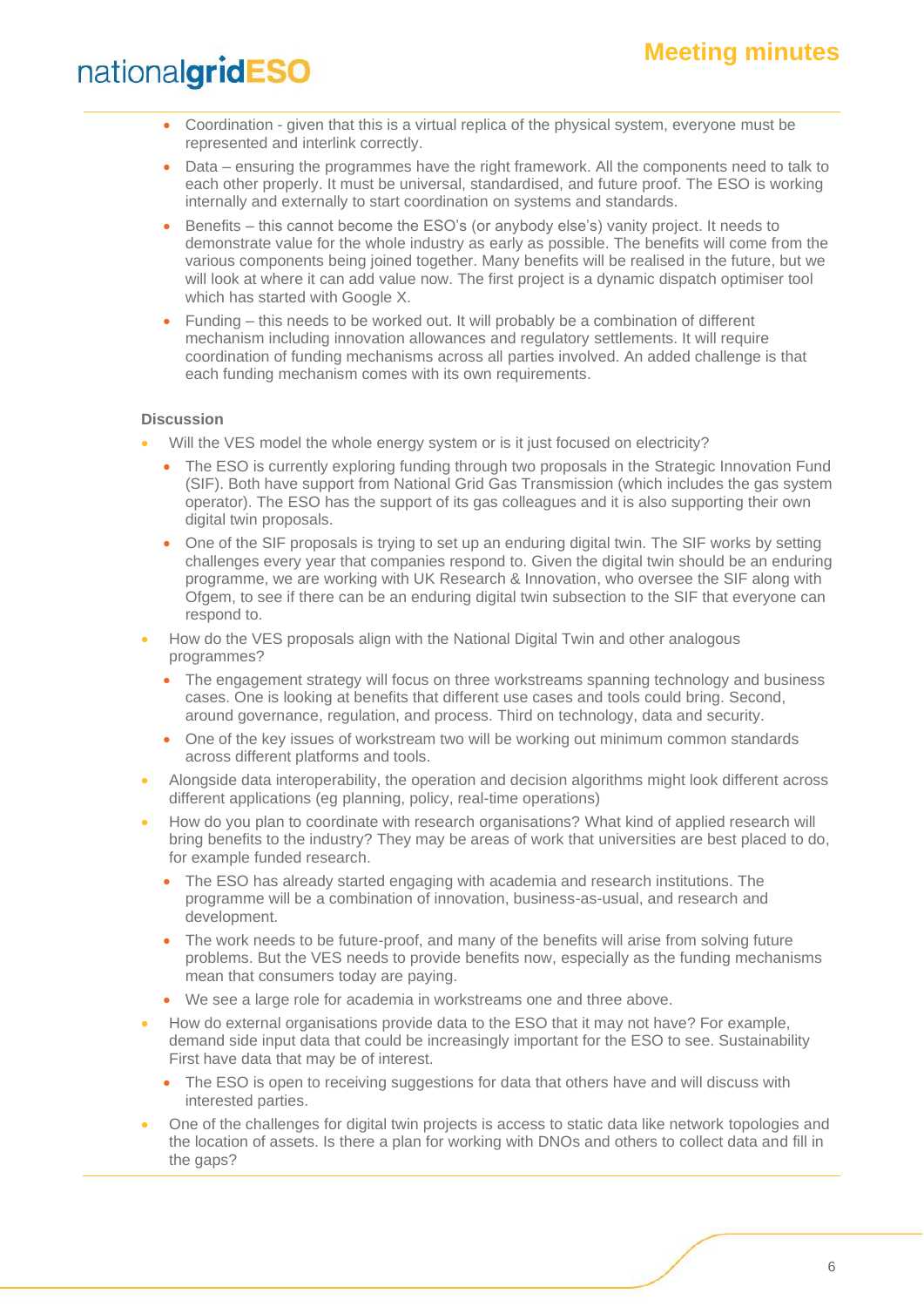- Coordination - given that this is a virtual replica of the physical system, everyone must be represented and interlink correctly.
- Data – ensuring the programmes have the right framework. All the components need to talk to each other properly. It must be universal, standardised, and future proof. The ESO is working internally and externally to start coordination on systems and standards.
- Benefits – this cannot become the ESO's (or anybody else's) vanity project. It needs to demonstrate value for the whole industry as early as possible. The benefits will come from the various components being joined together. Many benefits will be realised in the future, but we will look at where it can add value now. The first project is a dynamic dispatch optimiser tool which has started with Google X.
- Funding – this needs to be worked out. It will probably be a combination of different mechanism including innovation allowances and regulatory settlements. It will require coordination of funding mechanisms across all parties involved. An added challenge is that each funding mechanism comes with its own requirements.

**Discussion**

- Will the VES model the whole energy system or is it just focused on electricity?
  - The ESO is currently exploring funding through two proposals in the Strategic Innovation Fund (SIF). Both have support from National Grid Gas Transmission (which includes the gas system operator). The ESO has the support of its gas colleagues and it is also supporting their own digital twin proposals.
  - One of the SIF proposals is trying to set up an enduring digital twin. The SIF works by setting challenges every year that companies respond to. Given the digital twin should be an enduring programme, we are working with UK Research & Innovation, who oversee the SIF along with Ofgem, to see if there can be an enduring digital twin subsection to the SIF that everyone can respond to.
- How do the VES proposals align with the National Digital Twin and other analogous programmes?
  - The engagement strategy will focus on three workstreams spanning technology and business cases. One is looking at benefits that different use cases and tools could bring. Second, around governance, regulation, and process. Third on technology, data and security.
  - One of the key issues of workstream two will be working out minimum common standards across different platforms and tools.
- Alongside data interoperability, the operation and decision algorithms might look different across different applications (eg planning, policy, real-time operations)
- How do you plan to coordinate with research organisations? What kind of applied research will bring benefits to the industry? They may be areas of work that universities are best placed to do, for example funded research.
  - The ESO has already started engaging with academia and research institutions. The programme will be a combination of innovation, business-as-usual, and research and development.
  - The work needs to be future-proof, and many of the benefits will arise from solving future problems. But the VES needs to provide benefits now, especially as the funding mechanisms mean that consumers today are paying.
  - We see a large role for academia in workstreams one and three above.
- How do external organisations provide data to the ESO that it may not have? For example, demand side input data that could be increasingly important for the ESO to see. Sustainability First have data that may be of interest.
  - The ESO is open to receiving suggestions for data that others have and will discuss with interested parties.
- One of the challenges for digital twin projects is access to static data like network topologies and the location of assets. Is there a plan for working with DNOs and others to collect data and fill in the gaps?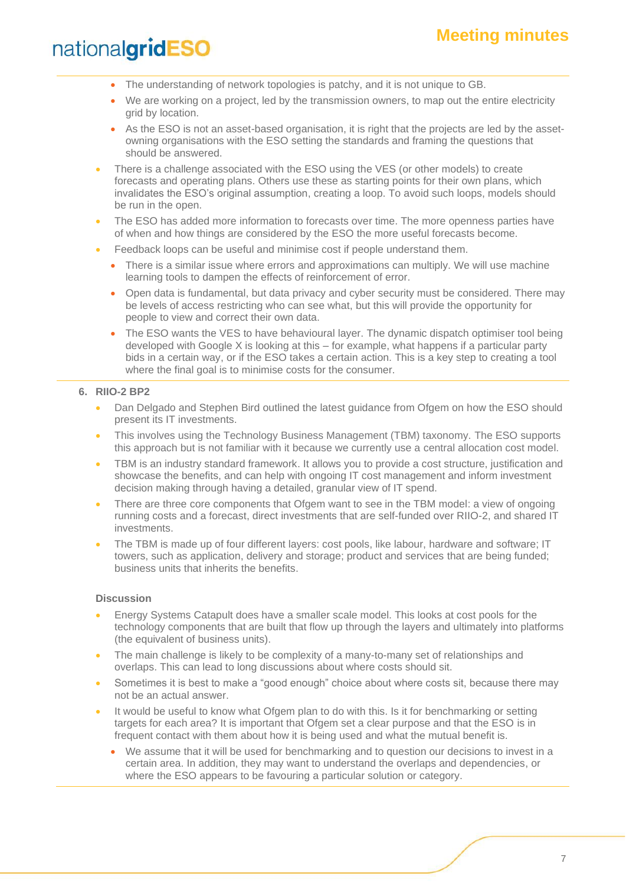- The understanding of network topologies is patchy, and it is not unique to GB.
- We are working on a project, led by the transmission owners, to map out the entire electricity grid by location.
- As the ESO is not an asset-based organisation, it is right that the projects are led by the asset-owning organisations with the ESO setting the standards and framing the questions that should be answered.

- There is a challenge associated with the ESO using the VES (or other models) to create forecasts and operating plans. Others use these as starting points for their own plans, which invalidates the ESO's original assumption, creating a loop. To avoid such loops, models should be run in the open.
- The ESO has added more information to forecasts over time. The more openness parties have of when and how things are considered by the ESO the more useful forecasts become.
- Feedback loops can be useful and minimise cost if people understand them.
  - There is a similar issue where errors and approximations can multiply. We will use machine learning tools to dampen the effects of reinforcement of error.
  - Open data is fundamental, but data privacy and cyber security must be considered. There may be levels of access restricting who can see what, but this will provide the opportunity for people to view and correct their own data.
  - The ESO wants the VES to have behavioural layer. The dynamic dispatch optimiser tool being developed with Google X is looking at this – for example, what happens if a particular party bids in a certain way, or if the ESO takes a certain action. This is a key step to creating a tool where the final goal is to minimise costs for the consumer.

**6. RIIO-2 BP2**

- Dan Delgado and Stephen Bird outlined the latest guidance from Ofgem on how the ESO should present its IT investments.
- This involves using the Technology Business Management (TBM) taxonomy. The ESO supports this approach but is not familiar with it because we currently use a central allocation cost model.
- TBM is an industry standard framework. It allows you to provide a cost structure, justification and showcase the benefits, and can help with ongoing IT cost management and inform investment decision making through having a detailed, granular view of IT spend.
- There are three core components that Ofgem want to see in the TBM model: a view of ongoing running costs and a forecast, direct investments that are self-funded over RIIO-2, and shared IT investments.
- The TBM is made up of four different layers: cost pools, like labour, hardware and software; IT towers, such as application, delivery and storage; product and services that are being funded; business units that inherits the benefits.

**Discussion**

- Energy Systems Catapult does have a smaller scale model. This looks at cost pools for the technology components that are built that flow up through the layers and ultimately into platforms (the equivalent of business units).
- The main challenge is likely to be complexity of a many-to-many set of relationships and overlaps. This can lead to long discussions about where costs should sit.
- Sometimes it is best to make a "good enough" choice about where costs sit, because there may not be an actual answer.
- It would be useful to know what Ofgem plan to do with this. Is it for benchmarking or setting targets for each area? It is important that Ofgem set a clear purpose and that the ESO is in frequent contact with them about how it is being used and what the mutual benefit is.
  - We assume that it will be used for benchmarking and to question our decisions to invest in a certain area. In addition, they may want to understand the overlaps and dependencies, or where the ESO appears to be favouring a particular solution or category.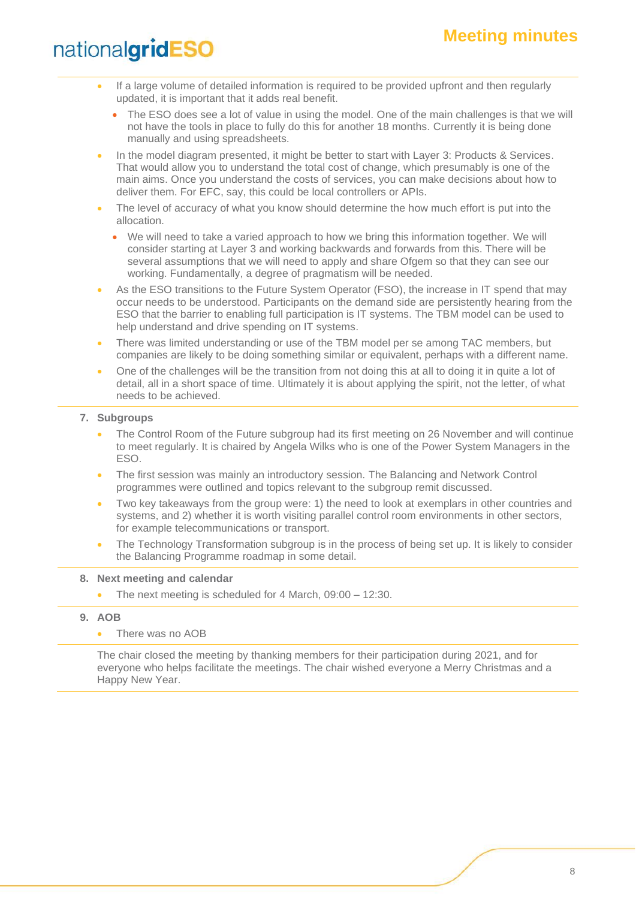- If a large volume of detailed information is required to be provided upfront and then regularly updated, it is important that it adds real benefit.
  - The ESO does see a lot of value in using the model. One of the main challenges is that we will not have the tools in place to fully do this for another 18 months. Currently it is being done manually and using spreadsheets.
- In the model diagram presented, it might be better to start with Layer 3: Products & Services. That would allow you to understand the total cost of change, which presumably is one of the main aims. Once you understand the costs of services, you can make decisions about how to deliver them. For EFC, say, this could be local controllers or APIs.
- The level of accuracy of what you know should determine the how much effort is put into the allocation.
  - We will need to take a varied approach to how we bring this information together. We will consider starting at Layer 3 and working backwards and forwards from this. There will be several assumptions that we will need to apply and share Ofgem so that they can see our working. Fundamentally, a degree of pragmatism will be needed.
- As the ESO transitions to the Future System Operator (FSO), the increase in IT spend that may occur needs to be understood. Participants on the demand side are persistently hearing from the ESO that the barrier to enabling full participation is IT systems. The TBM model can be used to help understand and drive spending on IT systems.
- There was limited understanding or use of the TBM model per se among TAC members, but companies are likely to be doing something similar or equivalent, perhaps with a different name.
- One of the challenges will be the transition from not doing this at all to doing it in quite a lot of detail, all in a short space of time. Ultimately it is about applying the spirit, not the letter, of what needs to be achieved.

**7. Subgroups**

- The Control Room of the Future subgroup had its first meeting on 26 November and will continue to meet regularly. It is chaired by Angela Wilks who is one of the Power System Managers in the ESO.
- The first session was mainly an introductory session. The Balancing and Network Control programmes were outlined and topics relevant to the subgroup remit discussed.
- Two key takeaways from the group were: 1) the need to look at exemplars in other countries and systems, and 2) whether it is worth visiting parallel control room environments in other sectors, for example telecommunications or transport.
- The Technology Transformation subgroup is in the process of being set up. It is likely to consider the Balancing Programme roadmap in some detail.

**8. Next meeting and calendar**

- The next meeting is scheduled for 4 March, 09:00 – 12:30.

**9. AOB**

- There was no AOB

The chair closed the meeting by thanking members for their participation during 2021, and for everyone who helps facilitate the meetings. The chair wished everyone a Merry Christmas and a Happy New Year.